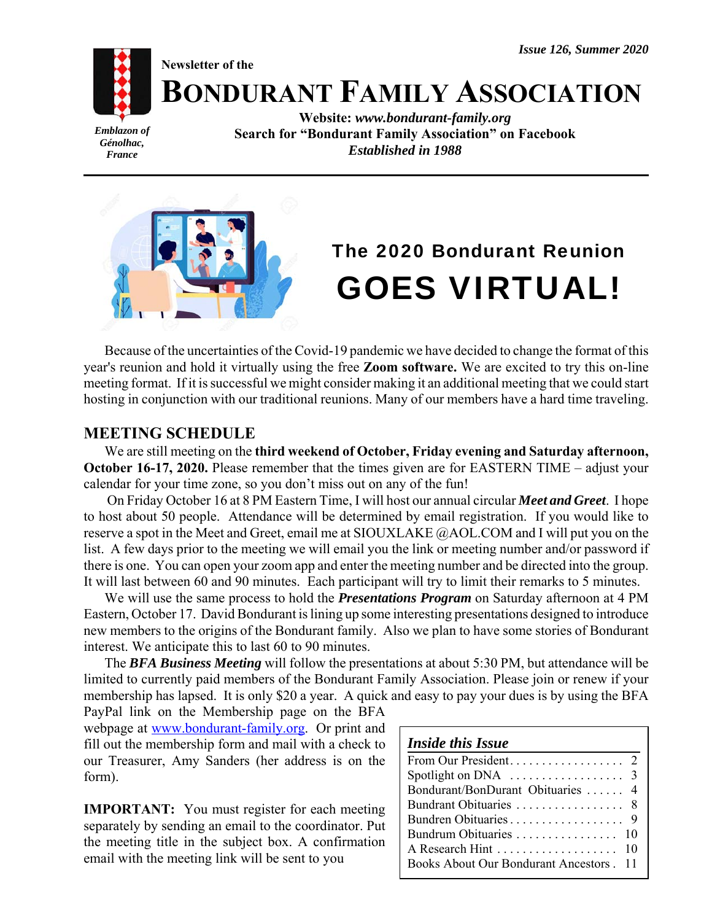*Issue 126, Summer 2020*

Newsletter of the

# BONDURANT FAMILY ASSOCIATION

*Emblazon of Génolhac, France*

**Website: *www.bondurant-family.org***
**Search for "Bondurant Family Association" on Facebook**
***Established in 1988***

## The 2020 Bondurant Reunion GOES VIRTUAL!

Because of the uncertainties of the Covid-19 pandemic we have decided to change the format of this year's reunion and hold it virtually using the free **Zoom software.** We are excited to try this on-line meeting format. If it is successful we might consider making it an additional meeting that we could start hosting in conjunction with our traditional reunions. Many of our members have a hard time traveling.

## MEETING SCHEDULE

We are still meeting on the **third weekend of October, Friday evening and Saturday afternoon, October 16-17, 2020.** Please remember that the times given are for EASTERN TIME – adjust your calendar for your time zone, so you don't miss out on any of the fun!

On Friday October 16 at 8 PM Eastern Time, I will host our annual circular ***Meet and Greet***. I hope to host about 50 people. Attendance will be determined by email registration. If you would like to reserve a spot in the Meet and Greet, email me at SIOUXLAKE @AOL.COM and I will put you on the list. A few days prior to the meeting we will email you the link or meeting number and/or password if there is one. You can open your zoom app and enter the meeting number and be directed into the group. It will last between 60 and 90 minutes. Each participant will try to limit their remarks to 5 minutes.

We will use the same process to hold the ***Presentations Program*** on Saturday afternoon at 4 PM Eastern, October 17. David Bondurant is lining up some interesting presentations designed to introduce new members to the origins of the Bondurant family. Also we plan to have some stories of Bondurant interest. We anticipate this to last 60 to 90 minutes.

The ***BFA Business Meeting*** will follow the presentations at about 5:30 PM, but attendance will be limited to currently paid members of the Bondurant Family Association. Please join or renew if your membership has lapsed. It is only $20 a year. A quick and easy to pay your dues is by using the BFA PayPal link on the Membership page on the BFA webpage at www.bondurant-family.org. Or print and fill out the membership form and mail with a check to our Treasurer, Amy Sanders (her address is on the form).

**IMPORTANT:** You must register for each meeting separately by sending an email to the coordinator. Put the meeting title in the subject box. A confirmation email with the meeting link will be sent to you

### *Inside this Issue*

| | |
|---|---|
| From Our President | 2 |
| Spotlight on DNA | 3 |
| Bondurant/BonDurant Obituaries | 4 |
| Bundrant Obituaries | 8 |
| Bundren Obituaries | 9 |
| Bundrum Obituaries | 10 |
| A Research Hint | 10 |
| Books About Our Bondurant Ancestors | 11 |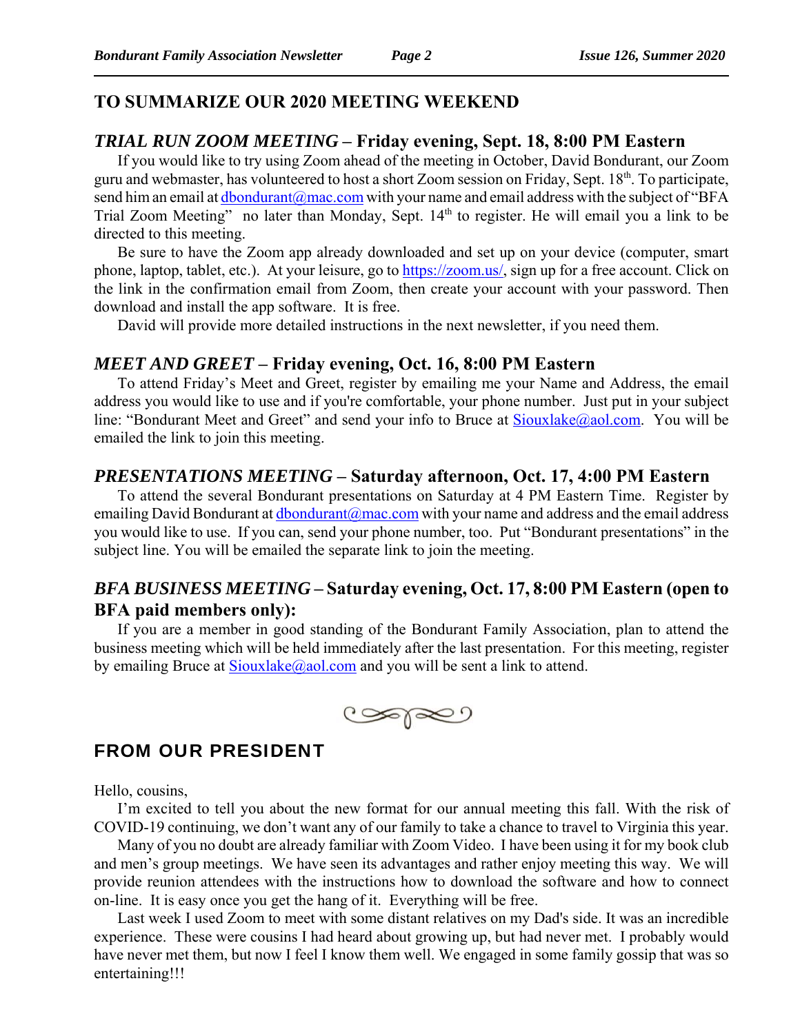## TO SUMMARIZE OUR 2020 MEETING WEEKEND

### *TRIAL RUN ZOOM MEETING* – Friday evening, Sept. 18, 8:00 PM Eastern

If you would like to try using Zoom ahead of the meeting in October, David Bondurant, our Zoom guru and webmaster, has volunteered to host a short Zoom session on Friday, Sept. 18th. To participate, send him an email at dbondurant@mac.com with your name and email address with the subject of "BFA Trial Zoom Meeting" no later than Monday, Sept. 14th to register. He will email you a link to be directed to this meeting.

Be sure to have the Zoom app already downloaded and set up on your device (computer, smart phone, laptop, tablet, etc.). At your leisure, go to https://zoom.us/, sign up for a free account. Click on the link in the confirmation email from Zoom, then create your account with your password. Then download and install the app software. It is free.

David will provide more detailed instructions in the next newsletter, if you need them.

### *MEET AND GREET* – Friday evening, Oct. 16, 8:00 PM Eastern

To attend Friday's Meet and Greet, register by emailing me your Name and Address, the email address you would like to use and if you're comfortable, your phone number. Just put in your subject line: "Bondurant Meet and Greet" and send your info to Bruce at Siouxlake@aol.com. You will be emailed the link to join this meeting.

### *PRESENTATIONS MEETING* – Saturday afternoon, Oct. 17, 4:00 PM Eastern

To attend the several Bondurant presentations on Saturday at 4 PM Eastern Time. Register by emailing David Bondurant at dbondurant@mac.com with your name and address and the email address you would like to use. If you can, send your phone number, too. Put "Bondurant presentations" in the subject line. You will be emailed the separate link to join the meeting.

### *BFA BUSINESS MEETING* – Saturday evening, Oct. 17, 8:00 PM Eastern (open to BFA paid members only):

If you are a member in good standing of the Bondurant Family Association, plan to attend the business meeting which will be held immediately after the last presentation. For this meeting, register by emailing Bruce at Siouxlake@aol.com and you will be sent a link to attend.

## FROM OUR PRESIDENT

Hello, cousins,

I'm excited to tell you about the new format for our annual meeting this fall. With the risk of COVID-19 continuing, we don't want any of our family to take a chance to travel to Virginia this year.

Many of you no doubt are already familiar with Zoom Video. I have been using it for my book club and men's group meetings. We have seen its advantages and rather enjoy meeting this way. We will provide reunion attendees with the instructions how to download the software and how to connect on-line. It is easy once you get the hang of it. Everything will be free.

Last week I used Zoom to meet with some distant relatives on my Dad's side. It was an incredible experience. These were cousins I had heard about growing up, but had never met. I probably would have never met them, but now I feel I know them well. We engaged in some family gossip that was so entertaining!!!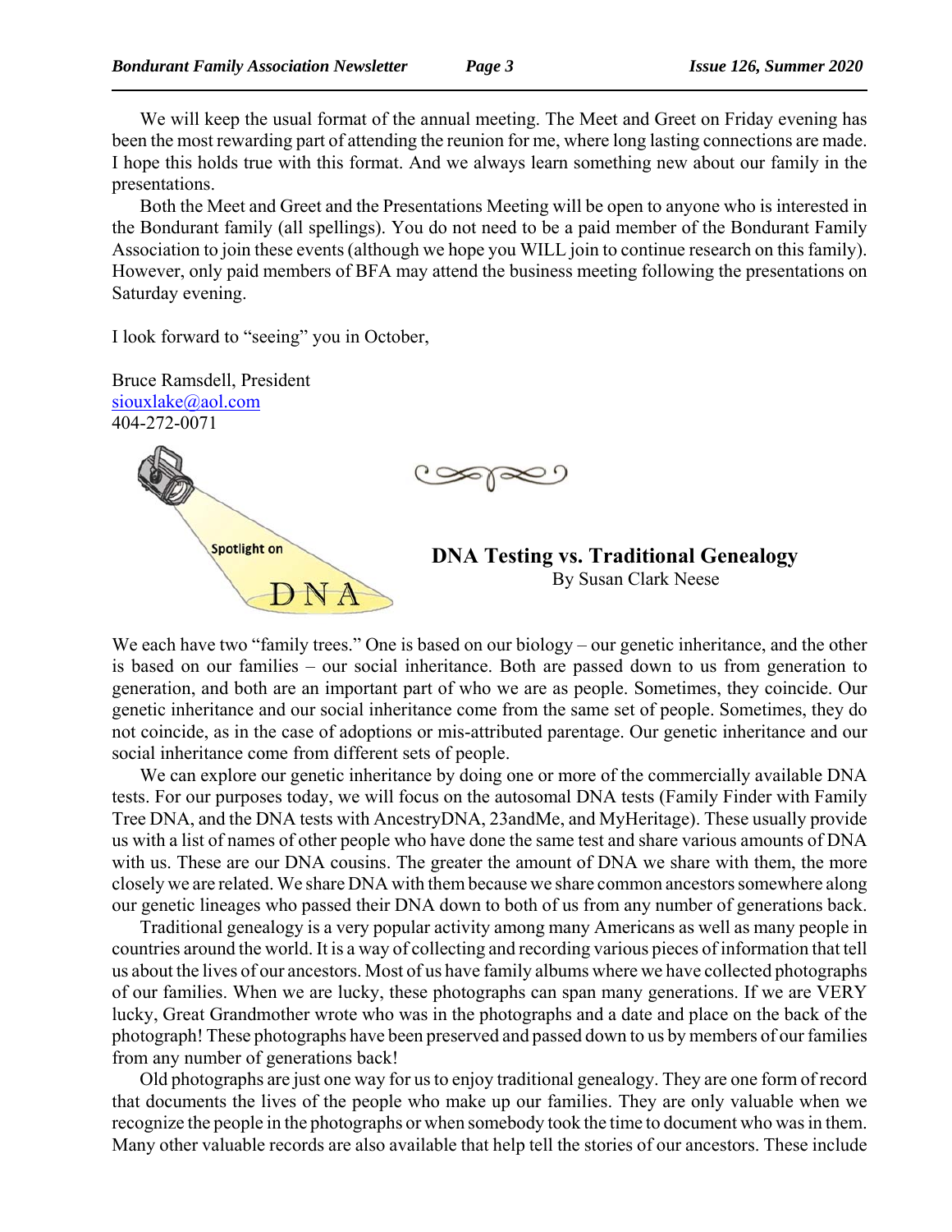We will keep the usual format of the annual meeting. The Meet and Greet on Friday evening has been the most rewarding part of attending the reunion for me, where long lasting connections are made. I hope this holds true with this format. And we always learn something new about our family in the presentations.

Both the Meet and Greet and the Presentations Meeting will be open to anyone who is interested in the Bondurant family (all spellings). You do not need to be a paid member of the Bondurant Family Association to join these events (although we hope you WILL join to continue research on this family). However, only paid members of BFA may attend the business meeting following the presentations on Saturday evening.

I look forward to "seeing" you in October,

Bruce Ramsdell, President
siouxlake@aol.com
404-272-0071

Spotlight on DNA

## DNA Testing vs. Traditional Genealogy

By Susan Clark Neese

We each have two "family trees." One is based on our biology – our genetic inheritance, and the other is based on our families – our social inheritance. Both are passed down to us from generation to generation, and both are an important part of who we are as people. Sometimes, they coincide. Our genetic inheritance and our social inheritance come from the same set of people. Sometimes, they do not coincide, as in the case of adoptions or mis-attributed parentage. Our genetic inheritance and our social inheritance come from different sets of people.

We can explore our genetic inheritance by doing one or more of the commercially available DNA tests. For our purposes today, we will focus on the autosomal DNA tests (Family Finder with Family Tree DNA, and the DNA tests with AncestryDNA, 23andMe, and MyHeritage). These usually provide us with a list of names of other people who have done the same test and share various amounts of DNA with us. These are our DNA cousins. The greater the amount of DNA we share with them, the more closely we are related. We share DNA with them because we share common ancestors somewhere along our genetic lineages who passed their DNA down to both of us from any number of generations back.

Traditional genealogy is a very popular activity among many Americans as well as many people in countries around the world. It is a way of collecting and recording various pieces of information that tell us about the lives of our ancestors. Most of us have family albums where we have collected photographs of our families. When we are lucky, these photographs can span many generations. If we are VERY lucky, Great Grandmother wrote who was in the photographs and a date and place on the back of the photograph! These photographs have been preserved and passed down to us by members of our families from any number of generations back!

Old photographs are just one way for us to enjoy traditional genealogy. They are one form of record that documents the lives of the people who make up our families. They are only valuable when we recognize the people in the photographs or when somebody took the time to document who was in them. Many other valuable records are also available that help tell the stories of our ancestors. These include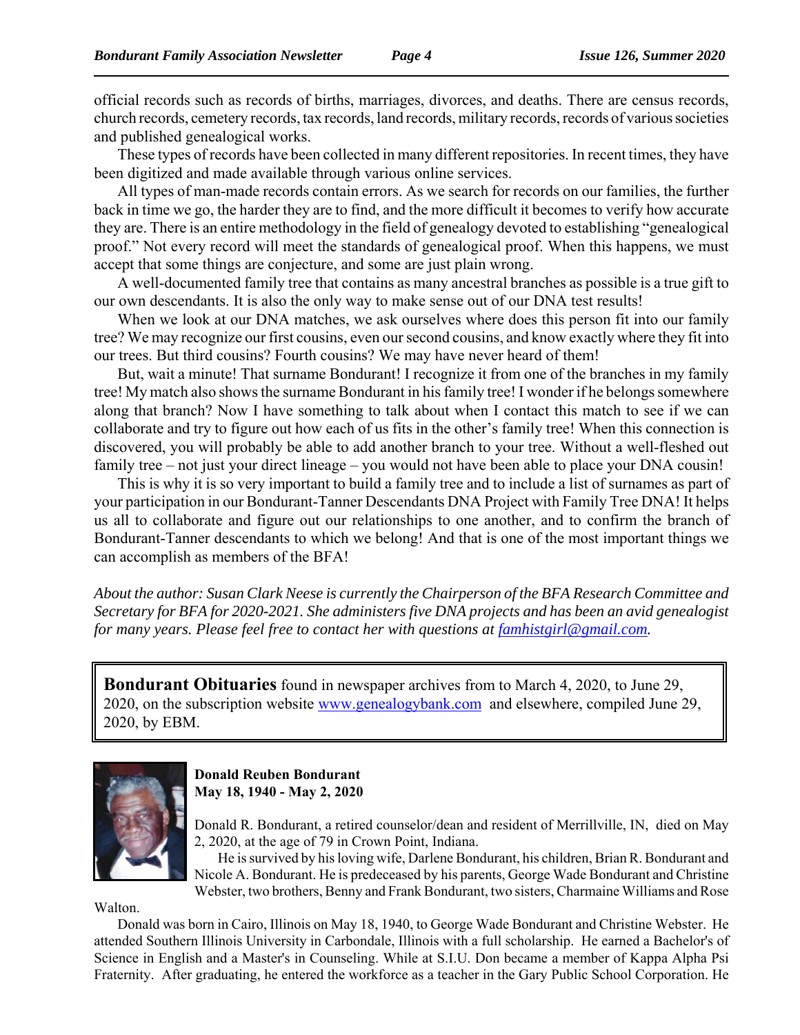official records such as records of births, marriages, divorces, and deaths. There are census records, church records, cemetery records, tax records, land records, military records, records of various societies and published genealogical works.

These types of records have been collected in many different repositories. In recent times, they have been digitized and made available through various online services.

All types of man-made records contain errors. As we search for records on our families, the further back in time we go, the harder they are to find, and the more difficult it becomes to verify how accurate they are. There is an entire methodology in the field of genealogy devoted to establishing "genealogical proof." Not every record will meet the standards of genealogical proof. When this happens, we must accept that some things are conjecture, and some are just plain wrong.

A well-documented family tree that contains as many ancestral branches as possible is a true gift to our own descendants. It is also the only way to make sense out of our DNA test results!

When we look at our DNA matches, we ask ourselves where does this person fit into our family tree? We may recognize our first cousins, even our second cousins, and know exactly where they fit into our trees. But third cousins? Fourth cousins? We may have never heard of them!

But, wait a minute! That surname Bondurant! I recognize it from one of the branches in my family tree! My match also shows the surname Bondurant in his family tree! I wonder if he belongs somewhere along that branch? Now I have something to talk about when I contact this match to see if we can collaborate and try to figure out how each of us fits in the other's family tree! When this connection is discovered, you will probably be able to add another branch to your tree. Without a well-fleshed out family tree – not just your direct lineage – you would not have been able to place your DNA cousin!

This is why it is so very important to build a family tree and to include a list of surnames as part of your participation in our Bondurant-Tanner Descendants DNA Project with Family Tree DNA! It helps us all to collaborate and figure out our relationships to one another, and to confirm the branch of Bondurant-Tanner descendants to which we belong! And that is one of the most important things we can accomplish as members of the BFA!

*About the author: Susan Clark Neese is currently the Chairperson of the BFA Research Committee and Secretary for BFA for 2020-2021. She administers five DNA projects and has been an avid genealogist for many years. Please feel free to contact her with questions at famhistgirl@gmail.com.*

**Bondurant Obituaries** found in newspaper archives from to March 4, 2020, to June 29, 2020, on the subscription website www.genealogybank.com and elsewhere, compiled June 29, 2020, by EBM.

**Donald Reuben Bondurant**
**May 18, 1940 - May 2, 2020**

Donald R. Bondurant, a retired counselor/dean and resident of Merrillville, IN, died on May 2, 2020, at the age of 79 in Crown Point, Indiana.

He is survived by his loving wife, Darlene Bondurant, his children, Brian R. Bondurant and Nicole A. Bondurant. He is predeceased by his parents, George Wade Bondurant and Christine Webster, two brothers, Benny and Frank Bondurant, two sisters, Charmaine Williams and Rose Walton.

Donald was born in Cairo, Illinois on May 18, 1940, to George Wade Bondurant and Christine Webster. He attended Southern Illinois University in Carbondale, Illinois with a full scholarship. He earned a Bachelor's of Science in English and a Master's in Counseling. While at S.I.U. Don became a member of Kappa Alpha Psi Fraternity. After graduating, he entered the workforce as a teacher in the Gary Public School Corporation. He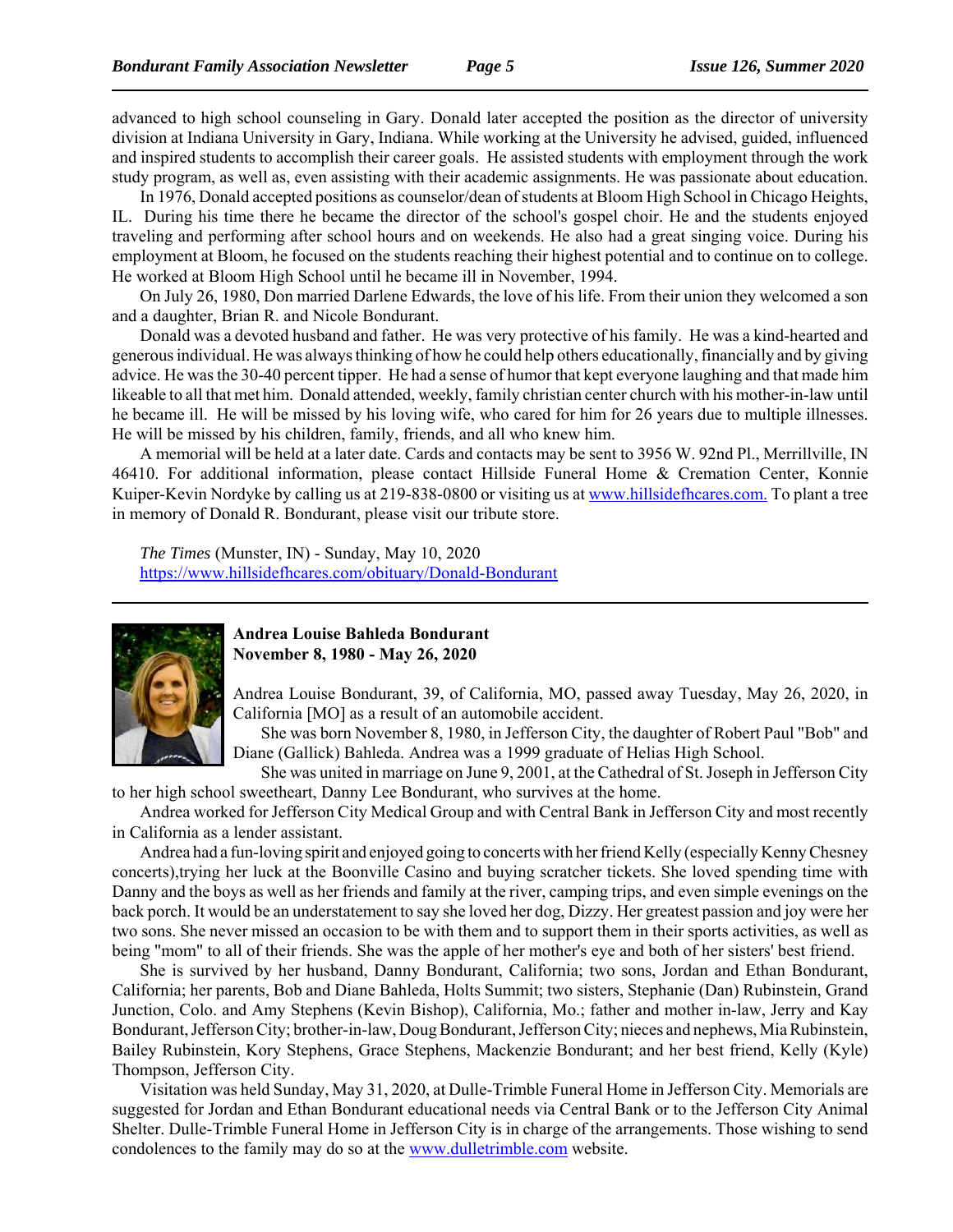advanced to high school counseling in Gary. Donald later accepted the position as the director of university division at Indiana University in Gary, Indiana. While working at the University he advised, guided, influenced and inspired students to accomplish their career goals. He assisted students with employment through the work study program, as well as, even assisting with their academic assignments. He was passionate about education.

In 1976, Donald accepted positions as counselor/dean of students at Bloom High School in Chicago Heights, IL. During his time there he became the director of the school's gospel choir. He and the students enjoyed traveling and performing after school hours and on weekends. He also had a great singing voice. During his employment at Bloom, he focused on the students reaching their highest potential and to continue on to college. He worked at Bloom High School until he became ill in November, 1994.

On July 26, 1980, Don married Darlene Edwards, the love of his life. From their union they welcomed a son and a daughter, Brian R. and Nicole Bondurant.

Donald was a devoted husband and father. He was very protective of his family. He was a kind-hearted and generous individual. He was always thinking of how he could help others educationally, financially and by giving advice. He was the 30-40 percent tipper. He had a sense of humor that kept everyone laughing and that made him likeable to all that met him. Donald attended, weekly, family christian center church with his mother-in-law until he became ill. He will be missed by his loving wife, who cared for him for 26 years due to multiple illnesses. He will be missed by his children, family, friends, and all who knew him.

A memorial will be held at a later date. Cards and contacts may be sent to 3956 W. 92nd Pl., Merrillville, IN 46410. For additional information, please contact Hillside Funeral Home & Cremation Center, Konnie Kuiper-Kevin Nordyke by calling us at 219-838-0800 or visiting us at www.hillsidefhcares.com. To plant a tree in memory of Donald R. Bondurant, please visit our tribute store.

*The Times* (Munster, IN) - Sunday, May 10, 2020
https://www.hillsidefhcares.com/obituary/Donald-Bondurant

---

**Andrea Louise Bahleda Bondurant**
**November 8, 1980 - May 26, 2020**

Andrea Louise Bondurant, 39, of California, MO, passed away Tuesday, May 26, 2020, in California [MO] as a result of an automobile accident.

She was born November 8, 1980, in Jefferson City, the daughter of Robert Paul "Bob" and Diane (Gallick) Bahleda. Andrea was a 1999 graduate of Helias High School.

She was united in marriage on June 9, 2001, at the Cathedral of St. Joseph in Jefferson City to her high school sweetheart, Danny Lee Bondurant, who survives at the home.

Andrea worked for Jefferson City Medical Group and with Central Bank in Jefferson City and most recently in California as a lender assistant.

Andrea had a fun-loving spirit and enjoyed going to concerts with her friend Kelly (especially Kenny Chesney concerts),trying her luck at the Boonville Casino and buying scratcher tickets. She loved spending time with Danny and the boys as well as her friends and family at the river, camping trips, and even simple evenings on the back porch. It would be an understatement to say she loved her dog, Dizzy. Her greatest passion and joy were her two sons. She never missed an occasion to be with them and to support them in their sports activities, as well as being "mom" to all of their friends. She was the apple of her mother's eye and both of her sisters' best friend.

She is survived by her husband, Danny Bondurant, California; two sons, Jordan and Ethan Bondurant, California; her parents, Bob and Diane Bahleda, Holts Summit; two sisters, Stephanie (Dan) Rubinstein, Grand Junction, Colo. and Amy Stephens (Kevin Bishop), California, Mo.; father and mother in-law, Jerry and Kay Bondurant, Jefferson City; brother-in-law, Doug Bondurant, Jefferson City; nieces and nephews, Mia Rubinstein, Bailey Rubinstein, Kory Stephens, Grace Stephens, Mackenzie Bondurant; and her best friend, Kelly (Kyle) Thompson, Jefferson City.

Visitation was held Sunday, May 31, 2020, at Dulle-Trimble Funeral Home in Jefferson City. Memorials are suggested for Jordan and Ethan Bondurant educational needs via Central Bank or to the Jefferson City Animal Shelter. Dulle-Trimble Funeral Home in Jefferson City is in charge of the arrangements. Those wishing to send condolences to the family may do so at the www.dulletrimble.com website.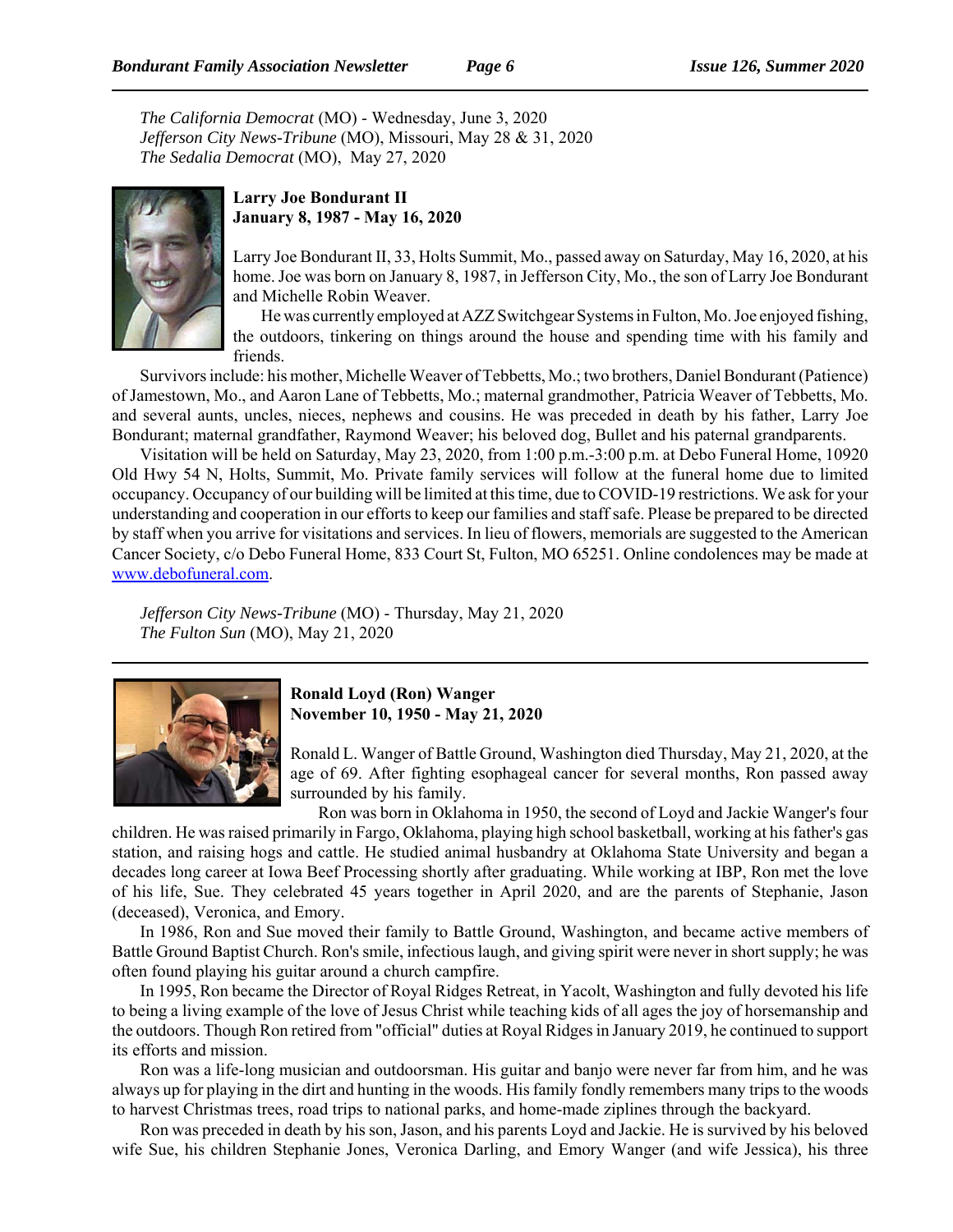*The California Democrat* (MO) - Wednesday, June 3, 2020
*Jefferson City News-Tribune* (MO), Missouri, May 28 & 31, 2020
*The Sedalia Democrat* (MO), May 27, 2020

**Larry Joe Bondurant II**
**January 8, 1987 - May 16, 2020**

Larry Joe Bondurant II, 33, Holts Summit, Mo., passed away on Saturday, May 16, 2020, at his home. Joe was born on January 8, 1987, in Jefferson City, Mo., the son of Larry Joe Bondurant and Michelle Robin Weaver.

He was currently employed at AZZ Switchgear Systems in Fulton, Mo. Joe enjoyed fishing, the outdoors, tinkering on things around the house and spending time with his family and friends.

Survivors include: his mother, Michelle Weaver of Tebbetts, Mo.; two brothers, Daniel Bondurant (Patience) of Jamestown, Mo., and Aaron Lane of Tebbetts, Mo.; maternal grandmother, Patricia Weaver of Tebbetts, Mo. and several aunts, uncles, nieces, nephews and cousins. He was preceded in death by his father, Larry Joe Bondurant; maternal grandfather, Raymond Weaver; his beloved dog, Bullet and his paternal grandparents.

Visitation will be held on Saturday, May 23, 2020, from 1:00 p.m.-3:00 p.m. at Debo Funeral Home, 10920 Old Hwy 54 N, Holts, Summit, Mo. Private family services will follow at the funeral home due to limited occupancy. Occupancy of our building will be limited at this time, due to COVID-19 restrictions. We ask for your understanding and cooperation in our efforts to keep our families and staff safe. Please be prepared to be directed by staff when you arrive for visitations and services. In lieu of flowers, memorials are suggested to the American Cancer Society, c/o Debo Funeral Home, 833 Court St, Fulton, MO 65251. Online condolences may be made at www.debofuneral.com.

*Jefferson City News-Tribune* (MO) - Thursday, May 21, 2020
*The Fulton Sun* (MO), May 21, 2020

---

**Ronald Loyd (Ron) Wanger**
**November 10, 1950 - May 21, 2020**

Ronald L. Wanger of Battle Ground, Washington died Thursday, May 21, 2020, at the age of 69. After fighting esophageal cancer for several months, Ron passed away surrounded by his family.

Ron was born in Oklahoma in 1950, the second of Loyd and Jackie Wanger's four children. He was raised primarily in Fargo, Oklahoma, playing high school basketball, working at his father's gas station, and raising hogs and cattle. He studied animal husbandry at Oklahoma State University and began a decades long career at Iowa Beef Processing shortly after graduating. While working at IBP, Ron met the love of his life, Sue. They celebrated 45 years together in April 2020, and are the parents of Stephanie, Jason (deceased), Veronica, and Emory.

In 1986, Ron and Sue moved their family to Battle Ground, Washington, and became active members of Battle Ground Baptist Church. Ron's smile, infectious laugh, and giving spirit were never in short supply; he was often found playing his guitar around a church campfire.

In 1995, Ron became the Director of Royal Ridges Retreat, in Yacolt, Washington and fully devoted his life to being a living example of the love of Jesus Christ while teaching kids of all ages the joy of horsemanship and the outdoors. Though Ron retired from "official" duties at Royal Ridges in January 2019, he continued to support its efforts and mission.

Ron was a life-long musician and outdoorsman. His guitar and banjo were never far from him, and he was always up for playing in the dirt and hunting in the woods. His family fondly remembers many trips to the woods to harvest Christmas trees, road trips to national parks, and home-made ziplines through the backyard.

Ron was preceded in death by his son, Jason, and his parents Loyd and Jackie. He is survived by his beloved wife Sue, his children Stephanie Jones, Veronica Darling, and Emory Wanger (and wife Jessica), his three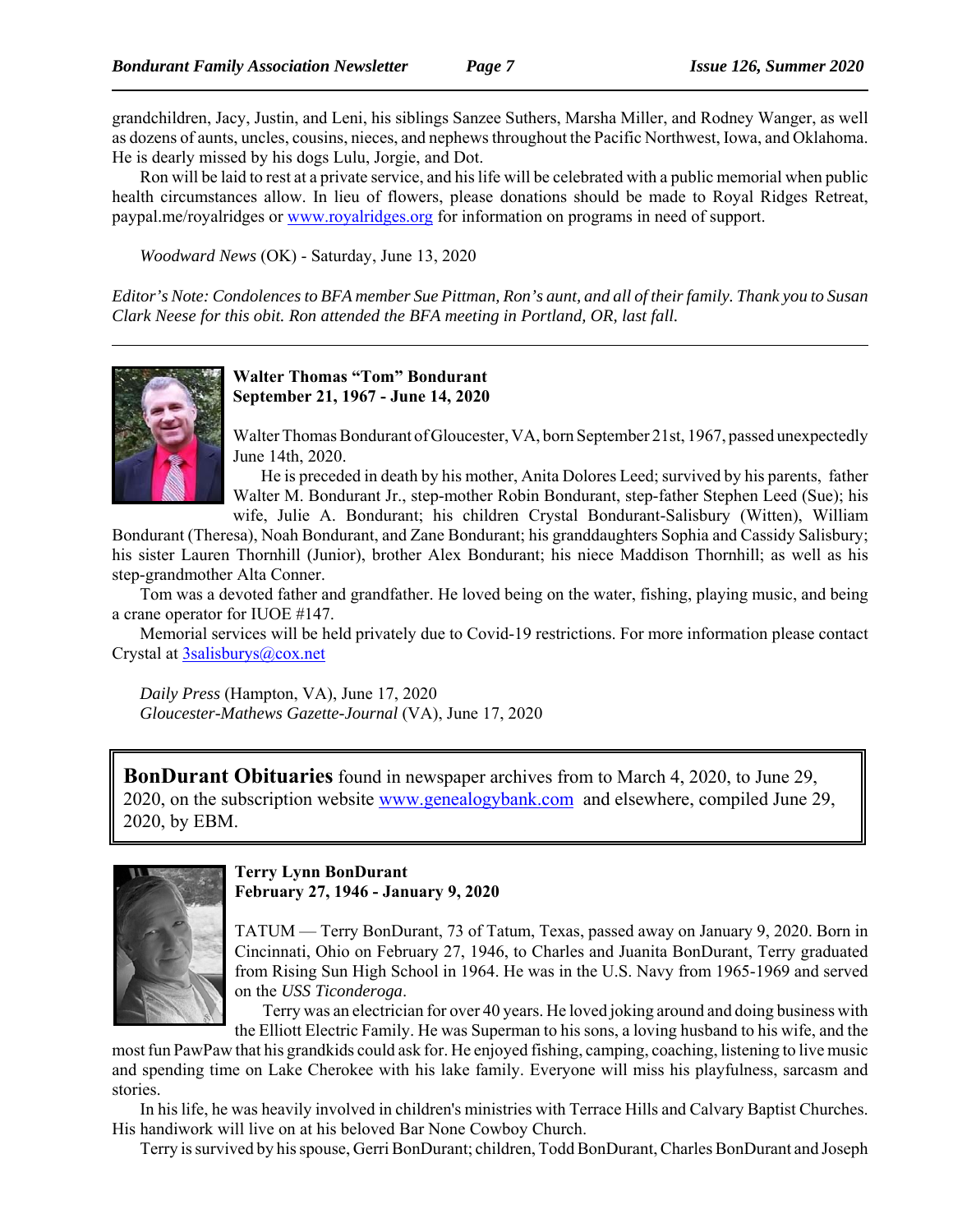grandchildren, Jacy, Justin, and Leni, his siblings Sanzee Suthers, Marsha Miller, and Rodney Wanger, as well as dozens of aunts, uncles, cousins, nieces, and nephews throughout the Pacific Northwest, Iowa, and Oklahoma. He is dearly missed by his dogs Lulu, Jorgie, and Dot.

Ron will be laid to rest at a private service, and his life will be celebrated with a public memorial when public health circumstances allow. In lieu of flowers, please donations should be made to Royal Ridges Retreat, paypal.me/royalridges or [www.royalridges.org](http://www.royalridges.org) for information on programs in need of support.

*Woodward News* (OK) - Saturday, June 13, 2020

*Editor's Note: Condolences to BFA member Sue Pittman, Ron's aunt, and all of their family. Thank you to Susan Clark Neese for this obit. Ron attended the BFA meeting in Portland, OR, last fall.*

---

**Walter Thomas "Tom" Bondurant**
**September 21, 1967 - June 14, 2020**

Walter Thomas Bondurant of Gloucester, VA, born September 21st, 1967, passed unexpectedly June 14th, 2020.

He is preceded in death by his mother, Anita Dolores Leed; survived by his parents, father Walter M. Bondurant Jr., step-mother Robin Bondurant, step-father Stephen Leed (Sue); his wife, Julie A. Bondurant; his children Crystal Bondurant-Salisbury (Witten), William Bondurant (Theresa), Noah Bondurant, and Zane Bondurant; his granddaughters Sophia and Cassidy Salisbury; his sister Lauren Thornhill (Junior), brother Alex Bondurant; his niece Maddison Thornhill; as well as his step-grandmother Alta Conner.

Tom was a devoted father and grandfather. He loved being on the water, fishing, playing music, and being a crane operator for IUOE #147.

Memorial services will be held privately due to Covid-19 restrictions. For more information please contact Crystal at [3salisburys@cox.net](mailto:3salisburys@cox.net)

*Daily Press* (Hampton, VA), June 17, 2020
*Gloucester-Mathews Gazette-Journal* (VA), June 17, 2020

**BonDurant Obituaries** found in newspaper archives from to March 4, 2020, to June 29, 2020, on the subscription website [www.genealogybank.com](http://www.genealogybank.com) and elsewhere, compiled June 29, 2020, by EBM.

**Terry Lynn BonDurant**
**February 27, 1946 - January 9, 2020**

TATUM — Terry BonDurant, 73 of Tatum, Texas, passed away on January 9, 2020. Born in Cincinnati, Ohio on February 27, 1946, to Charles and Juanita BonDurant, Terry graduated from Rising Sun High School in 1964. He was in the U.S. Navy from 1965-1969 and served on the *USS Ticonderoga*.

Terry was an electrician for over 40 years. He loved joking around and doing business with the Elliott Electric Family. He was Superman to his sons, a loving husband to his wife, and the most fun PawPaw that his grandkids could ask for. He enjoyed fishing, camping, coaching, listening to live music and spending time on Lake Cherokee with his lake family. Everyone will miss his playfulness, sarcasm and stories.

In his life, he was heavily involved in children's ministries with Terrace Hills and Calvary Baptist Churches. His handiwork will live on at his beloved Bar None Cowboy Church.

Terry is survived by his spouse, Gerri BonDurant; children, Todd BonDurant, Charles BonDurant and Joseph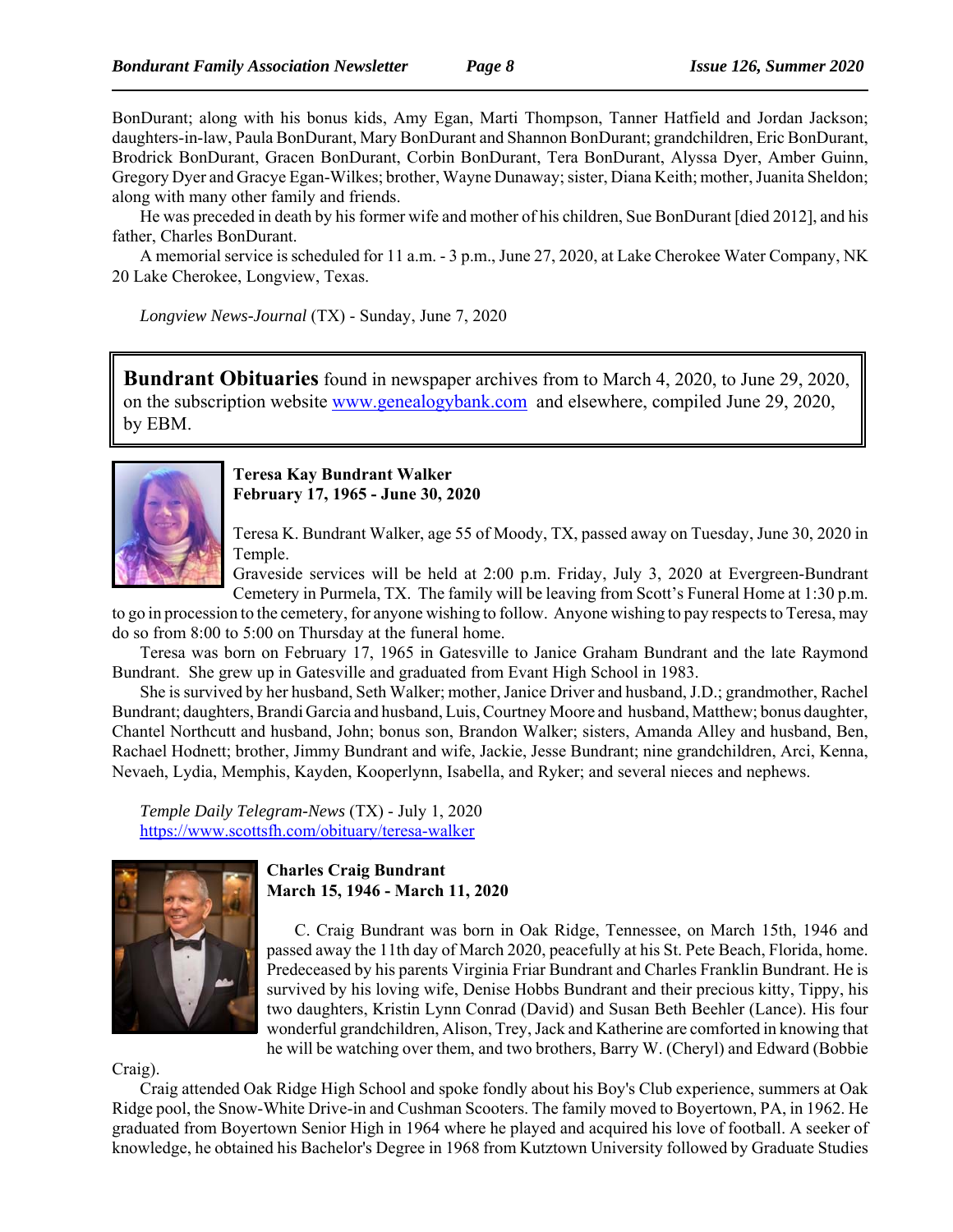BonDurant; along with his bonus kids, Amy Egan, Marti Thompson, Tanner Hatfield and Jordan Jackson; daughters-in-law, Paula BonDurant, Mary BonDurant and Shannon BonDurant; grandchildren, Eric BonDurant, Brodrick BonDurant, Gracen BonDurant, Corbin BonDurant, Tera BonDurant, Alyssa Dyer, Amber Guinn, Gregory Dyer and Gracye Egan-Wilkes; brother, Wayne Dunaway; sister, Diana Keith; mother, Juanita Sheldon; along with many other family and friends.

He was preceded in death by his former wife and mother of his children, Sue BonDurant [died 2012], and his father, Charles BonDurant.

A memorial service is scheduled for 11 a.m. - 3 p.m., June 27, 2020, at Lake Cherokee Water Company, NK 20 Lake Cherokee, Longview, Texas.

*Longview News-Journal* (TX) - Sunday, June 7, 2020

**Bundrant Obituaries** found in newspaper archives from to March 4, 2020, to June 29, 2020, on the subscription website www.genealogybank.com and elsewhere, compiled June 29, 2020, by EBM.

**Teresa Kay Bundrant Walker**
**February 17, 1965 - June 30, 2020**

Teresa K. Bundrant Walker, age 55 of Moody, TX, passed away on Tuesday, June 30, 2020 in Temple.

Graveside services will be held at 2:00 p.m. Friday, July 3, 2020 at Evergreen-Bundrant Cemetery in Purmela, TX. The family will be leaving from Scott's Funeral Home at 1:30 p.m. to go in procession to the cemetery, for anyone wishing to follow. Anyone wishing to pay respects to Teresa, may do so from 8:00 to 5:00 on Thursday at the funeral home.

Teresa was born on February 17, 1965 in Gatesville to Janice Graham Bundrant and the late Raymond Bundrant. She grew up in Gatesville and graduated from Evant High School in 1983.

She is survived by her husband, Seth Walker; mother, Janice Driver and husband, J.D.; grandmother, Rachel Bundrant; daughters, Brandi Garcia and husband, Luis, Courtney Moore and husband, Matthew; bonus daughter, Chantel Northcutt and husband, John; bonus son, Brandon Walker; sisters, Amanda Alley and husband, Ben, Rachael Hodnett; brother, Jimmy Bundrant and wife, Jackie, Jesse Bundrant; nine grandchildren, Arci, Kenna, Nevaeh, Lydia, Memphis, Kayden, Kooperlynn, Isabella, and Ryker; and several nieces and nephews.

*Temple Daily Telegram-News* (TX) - July 1, 2020
https://www.scottsfh.com/obituary/teresa-walker

**Charles Craig Bundrant**
**March 15, 1946 - March 11, 2020**

C. Craig Bundrant was born in Oak Ridge, Tennessee, on March 15th, 1946 and passed away the 11th day of March 2020, peacefully at his St. Pete Beach, Florida, home. Predeceased by his parents Virginia Friar Bundrant and Charles Franklin Bundrant. He is survived by his loving wife, Denise Hobbs Bundrant and their precious kitty, Tippy, his two daughters, Kristin Lynn Conrad (David) and Susan Beth Beehler (Lance). His four wonderful grandchildren, Alison, Trey, Jack and Katherine are comforted in knowing that he will be watching over them, and two brothers, Barry W. (Cheryl) and Edward (Bobbie Craig).

Craig attended Oak Ridge High School and spoke fondly about his Boy's Club experience, summers at Oak Ridge pool, the Snow-White Drive-in and Cushman Scooters. The family moved to Boyertown, PA, in 1962. He graduated from Boyertown Senior High in 1964 where he played and acquired his love of football. A seeker of knowledge, he obtained his Bachelor's Degree in 1968 from Kutztown University followed by Graduate Studies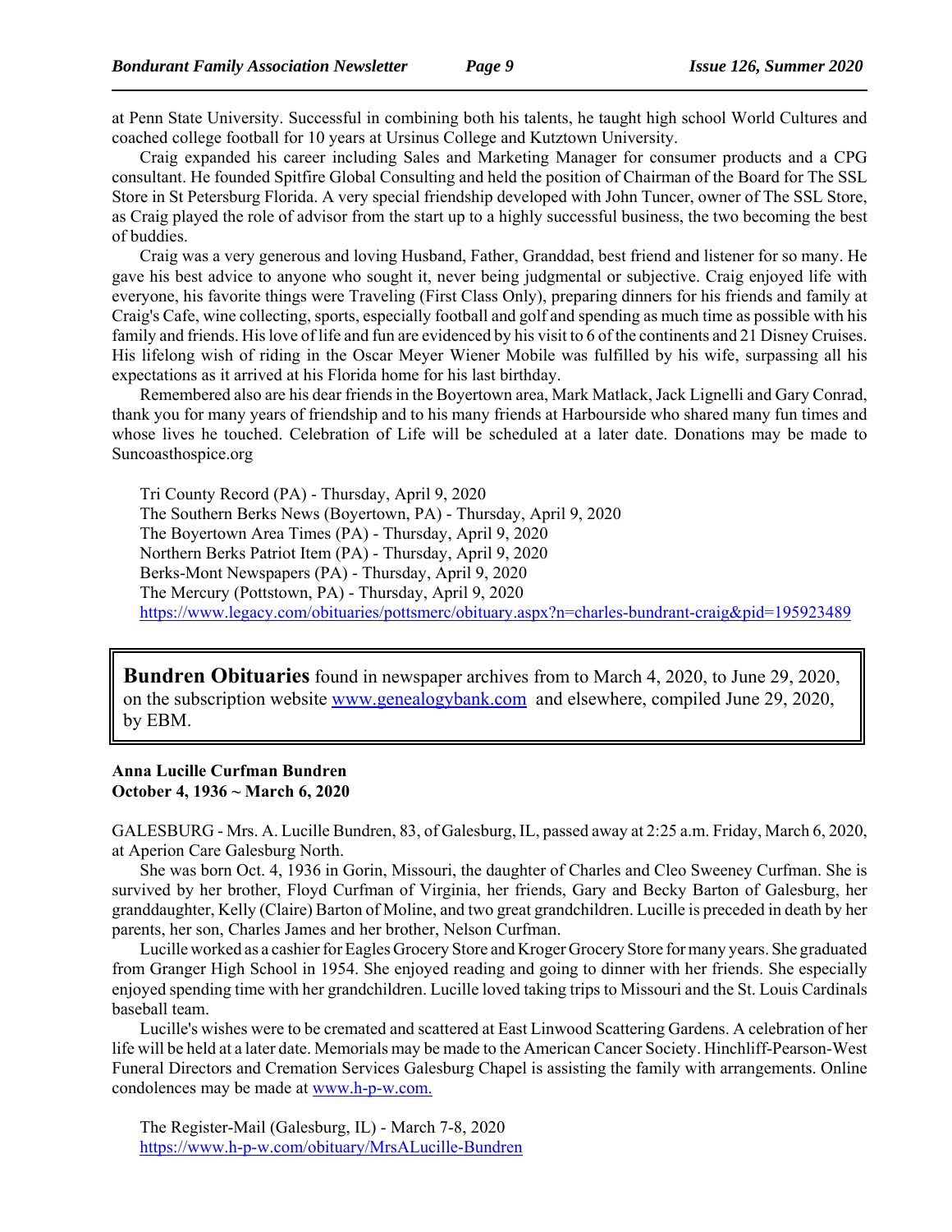at Penn State University. Successful in combining both his talents, he taught high school World Cultures and coached college football for 10 years at Ursinus College and Kutztown University.

Craig expanded his career including Sales and Marketing Manager for consumer products and a CPG consultant. He founded Spitfire Global Consulting and held the position of Chairman of the Board for The SSL Store in St Petersburg Florida. A very special friendship developed with John Tuncer, owner of The SSL Store, as Craig played the role of advisor from the start up to a highly successful business, the two becoming the best of buddies.

Craig was a very generous and loving Husband, Father, Granddad, best friend and listener for so many. He gave his best advice to anyone who sought it, never being judgmental or subjective. Craig enjoyed life with everyone, his favorite things were Traveling (First Class Only), preparing dinners for his friends and family at Craig's Cafe, wine collecting, sports, especially football and golf and spending as much time as possible with his family and friends. His love of life and fun are evidenced by his visit to 6 of the continents and 21 Disney Cruises. His lifelong wish of riding in the Oscar Meyer Wiener Mobile was fulfilled by his wife, surpassing all his expectations as it arrived at his Florida home for his last birthday.

Remembered also are his dear friends in the Boyertown area, Mark Matlack, Jack Lignelli and Gary Conrad, thank you for many years of friendship and to his many friends at Harbourside who shared many fun times and whose lives he touched. Celebration of Life will be scheduled at a later date. Donations may be made to Suncoasthospice.org

Tri County Record (PA) - Thursday, April 9, 2020
The Southern Berks News (Boyertown, PA) - Thursday, April 9, 2020
The Boyertown Area Times (PA) - Thursday, April 9, 2020
Northern Berks Patriot Item (PA) - Thursday, April 9, 2020
Berks-Mont Newspapers (PA) - Thursday, April 9, 2020
The Mercury (Pottstown, PA) - Thursday, April 9, 2020
https://www.legacy.com/obituaries/pottsmerc/obituary.aspx?n=charles-bundrant-craig&pid=195923489

**Bundren Obituaries** found in newspaper archives from to March 4, 2020, to June 29, 2020, on the subscription website www.genealogybank.com and elsewhere, compiled June 29, 2020, by EBM.

**Anna Lucille Curfman Bundren**
**October 4, 1936 ~ March 6, 2020**

GALESBURG - Mrs. A. Lucille Bundren, 83, of Galesburg, IL, passed away at 2:25 a.m. Friday, March 6, 2020, at Aperion Care Galesburg North.

She was born Oct. 4, 1936 in Gorin, Missouri, the daughter of Charles and Cleo Sweeney Curfman. She is survived by her brother, Floyd Curfman of Virginia, her friends, Gary and Becky Barton of Galesburg, her granddaughter, Kelly (Claire) Barton of Moline, and two great grandchildren. Lucille is preceded in death by her parents, her son, Charles James and her brother, Nelson Curfman.

Lucille worked as a cashier for Eagles Grocery Store and Kroger Grocery Store for many years. She graduated from Granger High School in 1954. She enjoyed reading and going to dinner with her friends. She especially enjoyed spending time with her grandchildren. Lucille loved taking trips to Missouri and the St. Louis Cardinals baseball team.

Lucille's wishes were to be cremated and scattered at East Linwood Scattering Gardens. A celebration of her life will be held at a later date. Memorials may be made to the American Cancer Society. Hinchliff-Pearson-West Funeral Directors and Cremation Services Galesburg Chapel is assisting the family with arrangements. Online condolences may be made at www.h-p-w.com.

The Register-Mail (Galesburg, IL) - March 7-8, 2020
https://www.h-p-w.com/obituary/MrsALucille-Bundren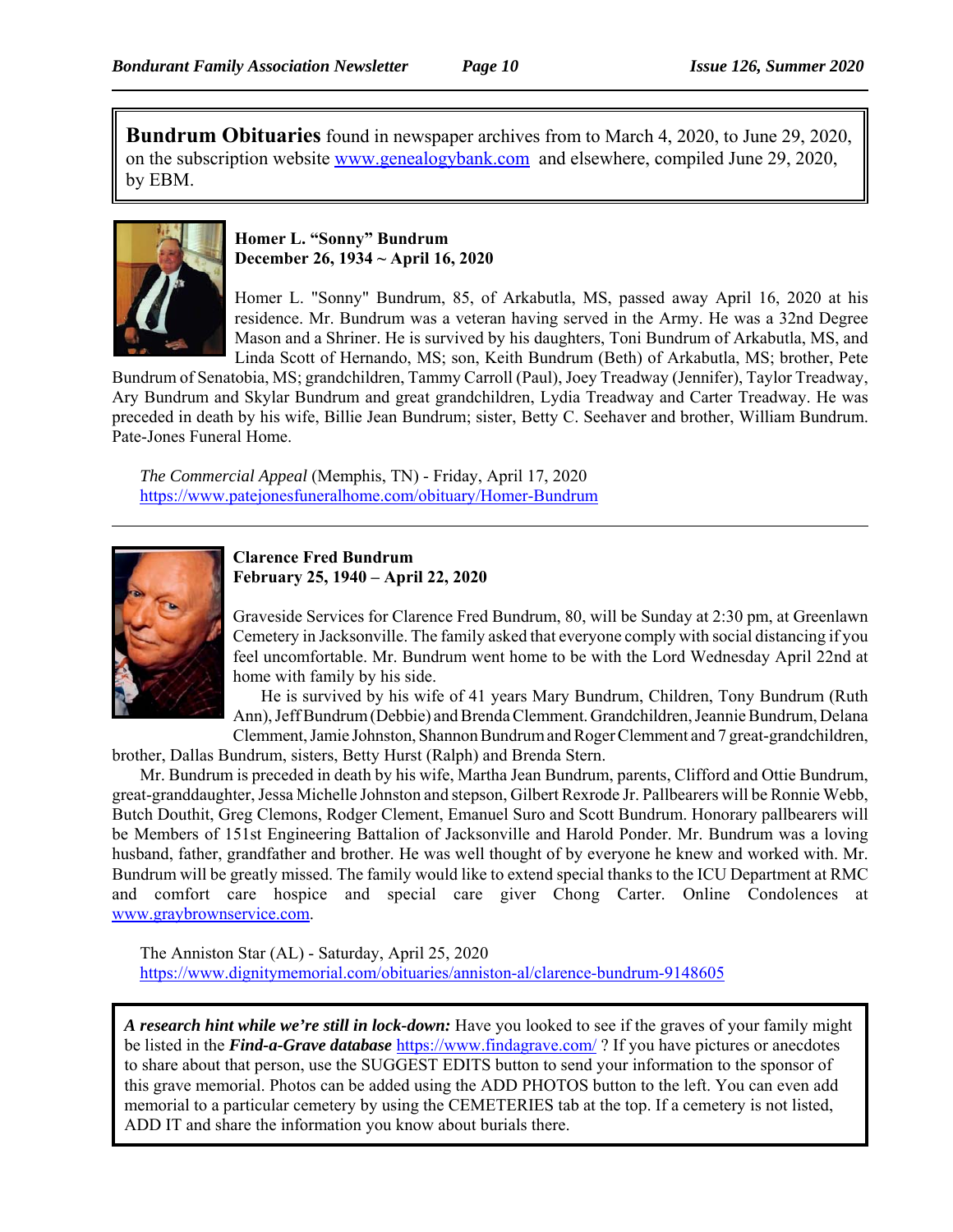**Bundrum Obituaries** found in newspaper archives from to March 4, 2020, to June 29, 2020, on the subscription website www.genealogybank.com and elsewhere, compiled June 29, 2020, by EBM.

**Homer L. "Sonny" Bundrum**
**December 26, 1934 ~ April 16, 2020**

Homer L. "Sonny" Bundrum, 85, of Arkabutla, MS, passed away April 16, 2020 at his residence. Mr. Bundrum was a veteran having served in the Army. He was a 32nd Degree Mason and a Shriner. He is survived by his daughters, Toni Bundrum of Arkabutla, MS, and Linda Scott of Hernando, MS; son, Keith Bundrum (Beth) of Arkabutla, MS; brother, Pete Bundrum of Senatobia, MS; grandchildren, Tammy Carroll (Paul), Joey Treadway (Jennifer), Taylor Treadway, Ary Bundrum and Skylar Bundrum and great grandchildren, Lydia Treadway and Carter Treadway. He was preceded in death by his wife, Billie Jean Bundrum; sister, Betty C. Seehaver and brother, William Bundrum. Pate-Jones Funeral Home.

*The Commercial Appeal* (Memphis, TN) - Friday, April 17, 2020
https://www.patejonesfuneralhome.com/obituary/Homer-Bundrum

---

**Clarence Fred Bundrum**
**February 25, 1940 – April 22, 2020**

Graveside Services for Clarence Fred Bundrum, 80, will be Sunday at 2:30 pm, at Greenlawn Cemetery in Jacksonville. The family asked that everyone comply with social distancing if you feel uncomfortable. Mr. Bundrum went home to be with the Lord Wednesday April 22nd at home with family by his side.

He is survived by his wife of 41 years Mary Bundrum, Children, Tony Bundrum (Ruth Ann), Jeff Bundrum (Debbie) and Brenda Clemment. Grandchildren, Jeannie Bundrum, Delana Clemment, Jamie Johnston, Shannon Bundrum and Roger Clemment and 7 great-grandchildren, brother, Dallas Bundrum, sisters, Betty Hurst (Ralph) and Brenda Stern.

Mr. Bundrum is preceded in death by his wife, Martha Jean Bundrum, parents, Clifford and Ottie Bundrum, great-granddaughter, Jessa Michelle Johnston and stepson, Gilbert Rexrode Jr. Pallbearers will be Ronnie Webb, Butch Douthit, Greg Clemons, Rodger Clement, Emanuel Suro and Scott Bundrum. Honorary pallbearers will be Members of 151st Engineering Battalion of Jacksonville and Harold Ponder. Mr. Bundrum was a loving husband, father, grandfather and brother. He was well thought of by everyone he knew and worked with. Mr. Bundrum will be greatly missed. The family would like to extend special thanks to the ICU Department at RMC and comfort care hospice and special care giver Chong Carter. Online Condolences at www.graybrownservice.com.

The Anniston Star (AL) - Saturday, April 25, 2020
https://www.dignitymemorial.com/obituaries/anniston-al/clarence-bundrum-9148605

***A research hint while we're still in lock-down:*** Have you looked to see if the graves of your family might be listed in the ***Find-a-Grave database*** https://www.findagrave.com/ ? If you have pictures or anecdotes to share about that person, use the SUGGEST EDITS button to send your information to the sponsor of this grave memorial. Photos can be added using the ADD PHOTOS button to the left. You can even add memorial to a particular cemetery by using the CEMETERIES tab at the top. If a cemetery is not listed, ADD IT and share the information you know about burials there.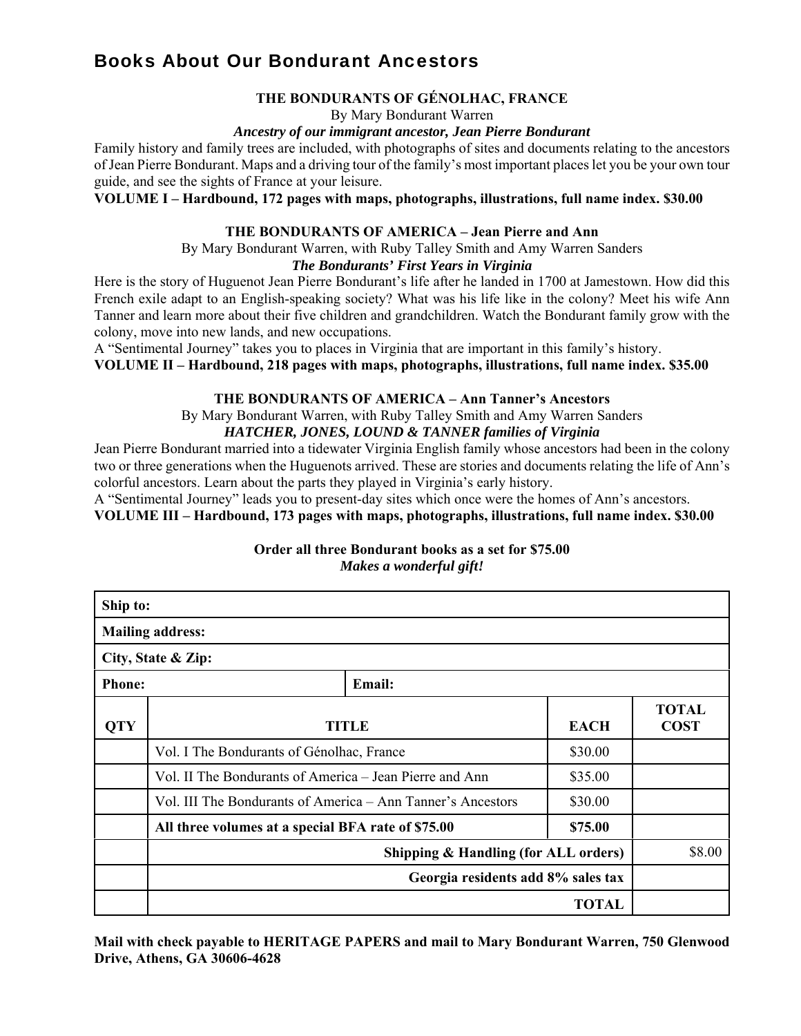# Books About Our Bondurant Ancestors

**THE BONDURANTS OF GÉNOLHAC, FRANCE**

By Mary Bondurant Warren

***Ancestry of our immigrant ancestor, Jean Pierre Bondurant***

Family history and family trees are included, with photographs of sites and documents relating to the ancestors of Jean Pierre Bondurant. Maps and a driving tour of the family's most important places let you be your own tour guide, and see the sights of France at your leisure.

**VOLUME I – Hardbound, 172 pages with maps, photographs, illustrations, full name index. $30.00**

**THE BONDURANTS OF AMERICA – Jean Pierre and Ann**

By Mary Bondurant Warren, with Ruby Talley Smith and Amy Warren Sanders

***The Bondurants' First Years in Virginia***

Here is the story of Huguenot Jean Pierre Bondurant's life after he landed in 1700 at Jamestown. How did this French exile adapt to an English-speaking society? What was his life like in the colony? Meet his wife Ann Tanner and learn more about their five children and grandchildren. Watch the Bondurant family grow with the colony, move into new lands, and new occupations.

A "Sentimental Journey" takes you to places in Virginia that are important in this family's history.

**VOLUME II – Hardbound, 218 pages with maps, photographs, illustrations, full name index. $35.00**

**THE BONDURANTS OF AMERICA – Ann Tanner's Ancestors**

By Mary Bondurant Warren, with Ruby Talley Smith and Amy Warren Sanders

***HATCHER, JONES, LOUND & TANNER families of Virginia***

Jean Pierre Bondurant married into a tidewater Virginia English family whose ancestors had been in the colony two or three generations when the Huguenots arrived. These are stories and documents relating the life of Ann's colorful ancestors. Learn about the parts they played in Virginia's early history.

A "Sentimental Journey" leads you to present-day sites which once were the homes of Ann's ancestors.

**VOLUME III – Hardbound, 173 pages with maps, photographs, illustrations, full name index. $30.00**

**Order all three Bondurant books as a set for $75.00**

***Makes a wonderful gift!***

| **Ship to:** | | | |
|---|---|---|---|
| **Mailing address:** | | | |
| **City, State & Zip:** | | | |
| **Phone:** | **Email:** | | |
| **QTY** | **TITLE** | **EACH** | **TOTAL COST** |
| | Vol. I The Bondurants of Génolhac, France | $30.00 | |
| | Vol. II The Bondurants of America – Jean Pierre and Ann | $35.00 | |
| | Vol. III The Bondurants of America – Ann Tanner's Ancestors | $30.00 | |
| | **All three volumes at a special BFA rate of $75.00** | **$75.00** | |
| | **Shipping & Handling (for ALL orders)** | | $8.00 |
| | **Georgia residents add 8% sales tax** | | |
| | **TOTAL** | | |

**Mail with check payable to HERITAGE PAPERS and mail to Mary Bondurant Warren, 750 Glenwood Drive, Athens, GA 30606-4628**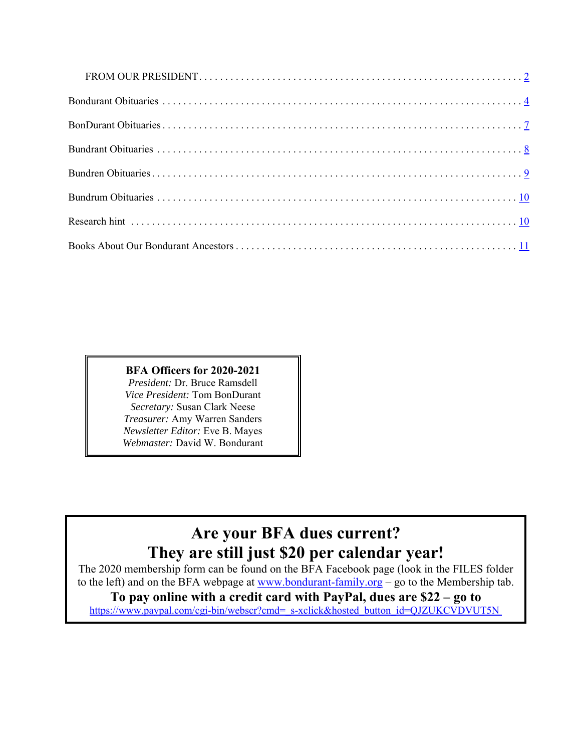FROM OUR PRESIDENT . . . . . . . . . . . . . . . . . . . . . . . . . . . . . . . . . . . . . . . . . . . . . . . . . . . . . . . . . . . . . 2

Bondurant Obituaries . . . . . . . . . . . . . . . . . . . . . . . . . . . . . . . . . . . . . . . . . . . . . . . . . . . . . . . . . . . . . . . . 4

BonDurant Obituaries . . . . . . . . . . . . . . . . . . . . . . . . . . . . . . . . . . . . . . . . . . . . . . . . . . . . . . . . . . . . . . . . 7

Bundrant Obituaries . . . . . . . . . . . . . . . . . . . . . . . . . . . . . . . . . . . . . . . . . . . . . . . . . . . . . . . . . . . . . . . . . 8

Bundren Obituaries . . . . . . . . . . . . . . . . . . . . . . . . . . . . . . . . . . . . . . . . . . . . . . . . . . . . . . . . . . . . . . . . . . 9

Bundrum Obituaries . . . . . . . . . . . . . . . . . . . . . . . . . . . . . . . . . . . . . . . . . . . . . . . . . . . . . . . . . . . . . . . . . 10

Research hint . . . . . . . . . . . . . . . . . . . . . . . . . . . . . . . . . . . . . . . . . . . . . . . . . . . . . . . . . . . . . . . . . . . . . 10

Books About Our Bondurant Ancestors . . . . . . . . . . . . . . . . . . . . . . . . . . . . . . . . . . . . . . . . . . . . . . . . . . . . 11

**BFA Officers for 2020-2021**
*President:* Dr. Bruce Ramsdell
*Vice President:* Tom BonDurant
*Secretary:* Susan Clark Neese
*Treasurer:* Amy Warren Sanders
*Newsletter Editor:* Eve B. Mayes
*Webmaster:* David W. Bondurant

## Are your BFA dues current?
## They are still just $20 per calendar year!

The 2020 membership form can be found on the BFA Facebook page (look in the FILES folder to the left) and on the BFA webpage at www.bondurant-family.org – go to the Membership tab.

**To pay online with a credit card with PayPal, dues are $22 – go to**
https://www.paypal.com/cgi-bin/webscr?cmd=_s-xclick&hosted_button_id=QJZUKCVDVUT5N